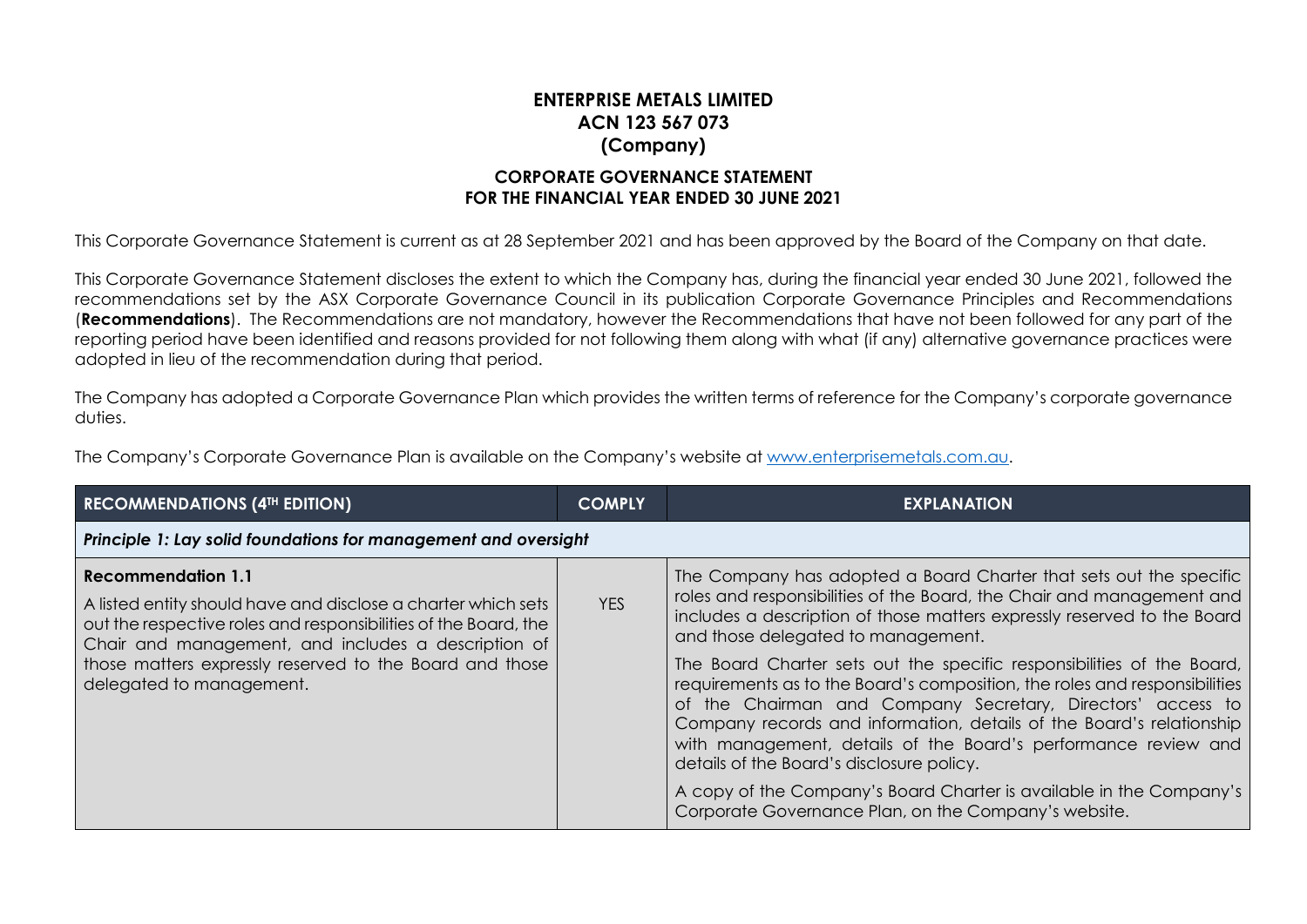**ENTERPRISE METALS LIMITED**
**ACN 123 567 073**
**(Company)**

**CORPORATE GOVERNANCE STATEMENT**
**FOR THE FINANCIAL YEAR ENDED 30 JUNE 2021**

This Corporate Governance Statement is current as at 28 September 2021 and has been approved by the Board of the Company on that date.

This Corporate Governance Statement discloses the extent to which the Company has, during the financial year ended 30 June 2021, followed the recommendations set by the ASX Corporate Governance Council in its publication Corporate Governance Principles and Recommendations (**Recommendations**). The Recommendations are not mandatory, however the Recommendations that have not been followed for any part of the reporting period have been identified and reasons provided for not following them along with what (if any) alternative governance practices were adopted in lieu of the recommendation during that period.

The Company has adopted a Corporate Governance Plan which provides the written terms of reference for the Company's corporate governance duties.

The Company's Corporate Governance Plan is available on the Company's website at www.enterprisemetals.com.au.

| RECOMMENDATIONS (4TH EDITION) | COMPLY | EXPLANATION |
|---|---|---|
| ***Principle 1: Lay solid foundations for management and oversight*** | | |
| **Recommendation 1.1**<br>A listed entity should have and disclose a charter which sets out the respective roles and responsibilities of the Board, the Chair and management, and includes a description of those matters expressly reserved to the Board and those delegated to management. | YES | The Company has adopted a Board Charter that sets out the specific roles and responsibilities of the Board, the Chair and management and includes a description of those matters expressly reserved to the Board and those delegated to management.<br><br>The Board Charter sets out the specific responsibilities of the Board, requirements as to the Board's composition, the roles and responsibilities of the Chairman and Company Secretary, Directors' access to Company records and information, details of the Board's relationship with management, details of the Board's performance review and details of the Board's disclosure policy.<br><br>A copy of the Company's Board Charter is available in the Company's Corporate Governance Plan, on the Company's website. |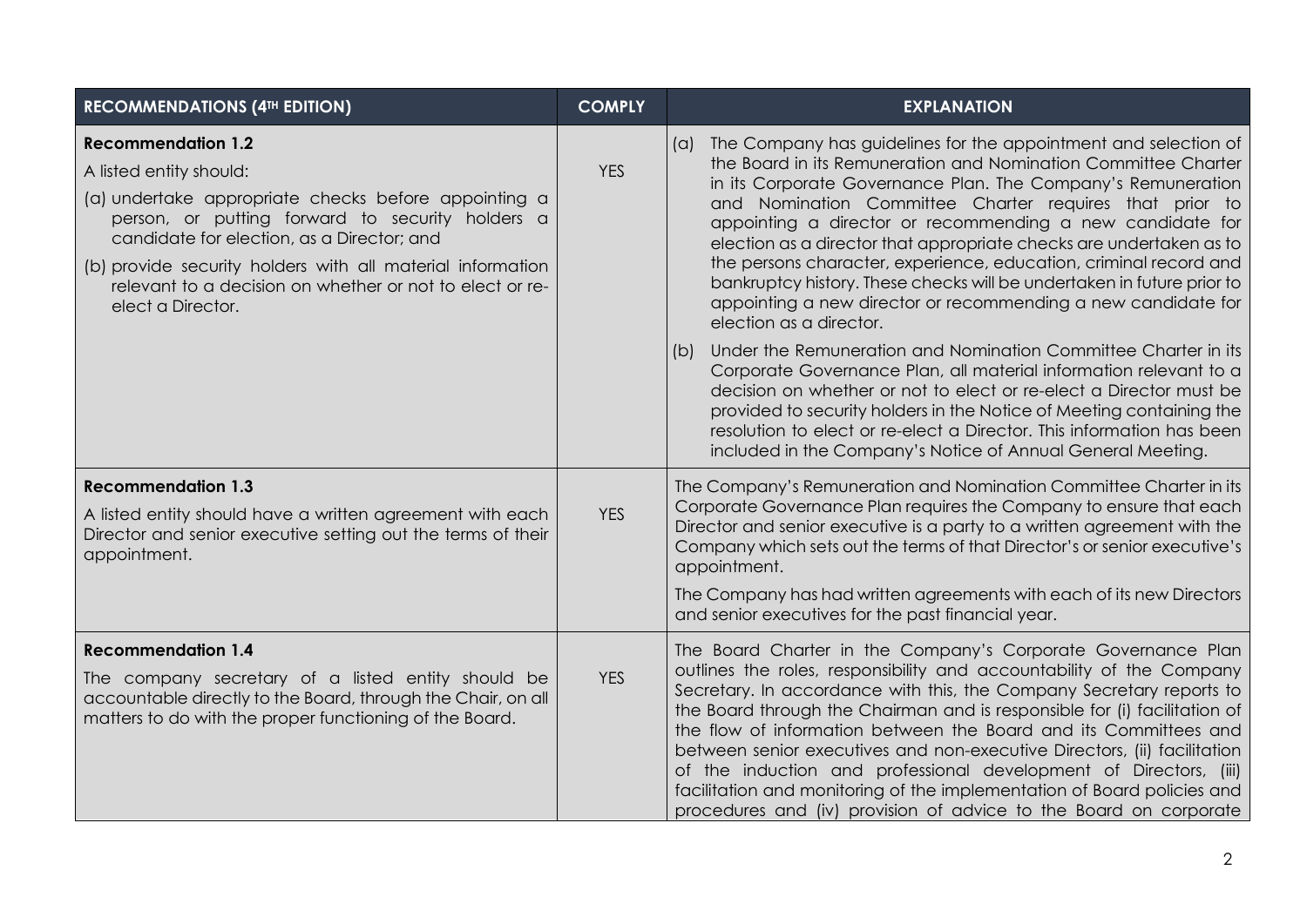| RECOMMENDATIONS (4TH EDITION) | COMPLY | EXPLANATION |
|---|---|---|
| **Recommendation 1.2**<br>A listed entity should:<br>(a) undertake appropriate checks before appointing a person, or putting forward to security holders a candidate for election, as a Director; and<br>(b) provide security holders with all material information relevant to a decision on whether or not to elect or re-elect a Director. | YES | (a) The Company has guidelines for the appointment and selection of the Board in its Remuneration and Nomination Committee Charter in its Corporate Governance Plan. The Company's Remuneration and Nomination Committee Charter requires that prior to appointing a director or recommending a new candidate for election as a director that appropriate checks are undertaken as to the persons character, experience, education, criminal record and bankruptcy history. These checks will be undertaken in future prior to appointing a new director or recommending a new candidate for election as a director.<br>(b) Under the Remuneration and Nomination Committee Charter in its Corporate Governance Plan, all material information relevant to a decision on whether or not to elect or re-elect a Director must be provided to security holders in the Notice of Meeting containing the resolution to elect or re-elect a Director. This information has been included in the Company's Notice of Annual General Meeting. |
| **Recommendation 1.3**<br>A listed entity should have a written agreement with each Director and senior executive setting out the terms of their appointment. | YES | The Company's Remuneration and Nomination Committee Charter in its Corporate Governance Plan requires the Company to ensure that each Director and senior executive is a party to a written agreement with the Company which sets out the terms of that Director's or senior executive's appointment.<br>The Company has had written agreements with each of its new Directors and senior executives for the past financial year. |
| **Recommendation 1.4**<br>The company secretary of a listed entity should be accountable directly to the Board, through the Chair, on all matters to do with the proper functioning of the Board. | YES | The Board Charter in the Company's Corporate Governance Plan outlines the roles, responsibility and accountability of the Company Secretary. In accordance with this, the Company Secretary reports to the Board through the Chairman and is responsible for (i) facilitation of the flow of information between the Board and its Committees and between senior executives and non-executive Directors, (ii) facilitation of the induction and professional development of Directors, (iii) facilitation and monitoring of the implementation of Board policies and procedures and (iv) provision of advice to the Board on corporate |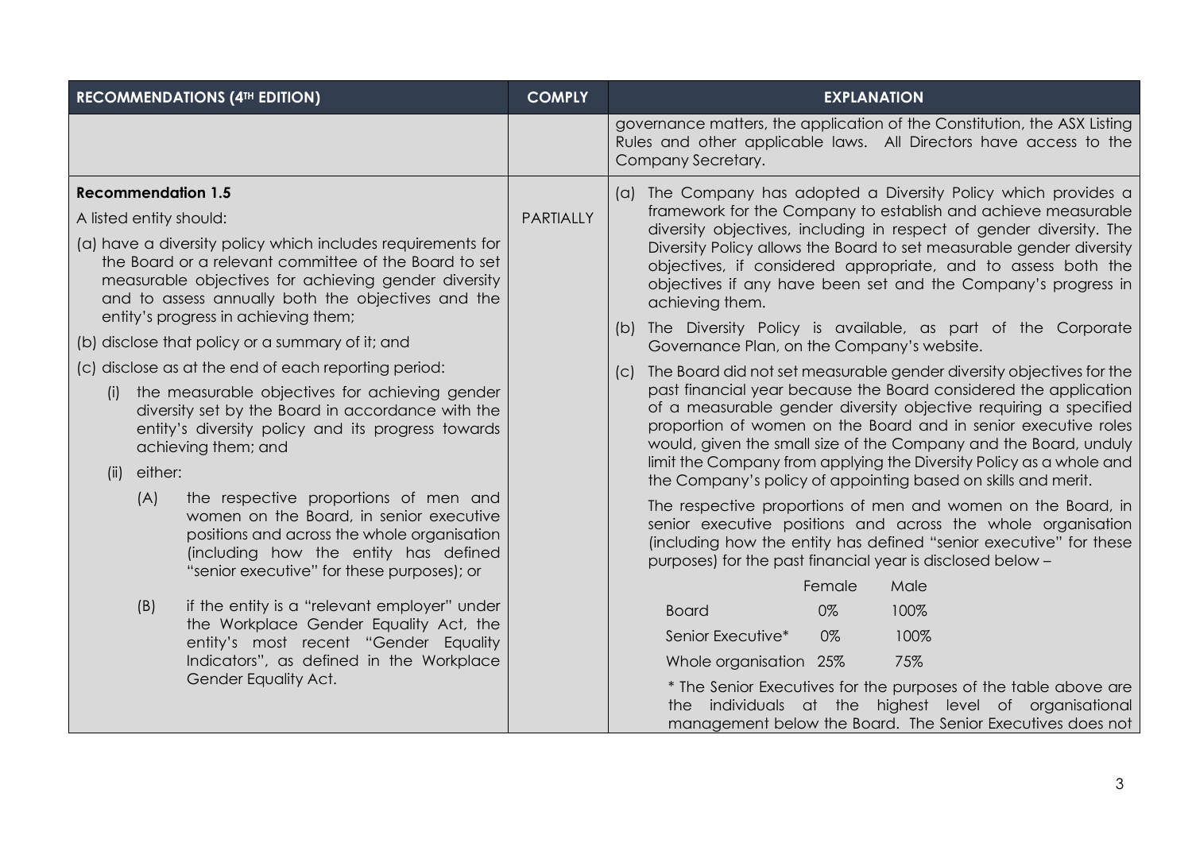| RECOMMENDATIONS (4TH EDITION) | COMPLY | EXPLANATION |
|---|---|---|
| | | governance matters, the application of the Constitution, the ASX Listing Rules and other applicable laws. All Directors have access to the Company Secretary. |
| **Recommendation 1.5**<br>A listed entity should:<br>(a) have a diversity policy which includes requirements for the Board or a relevant committee of the Board to set measurable objectives for achieving gender diversity and to assess annually both the objectives and the entity's progress in achieving them;<br>(b) disclose that policy or a summary of it; and<br>(c) disclose as at the end of each reporting period:<br>(i) the measurable objectives for achieving gender diversity set by the Board in accordance with the entity's diversity policy and its progress towards achieving them; and<br>(ii) either:<br>(A) the respective proportions of men and women on the Board, in senior executive positions and across the whole organisation (including how the entity has defined "senior executive" for these purposes); or<br>(B) if the entity is a "relevant employer" under the Workplace Gender Equality Act, the entity's most recent "Gender Equality Indicators", as defined in the Workplace Gender Equality Act. | PARTIALLY | (a) The Company has adopted a Diversity Policy which provides a framework for the Company to establish and achieve measurable diversity objectives, including in respect of gender diversity. The Diversity Policy allows the Board to set measurable gender diversity objectives, if considered appropriate, and to assess both the objectives if any have been set and the Company's progress in achieving them.<br>(b) The Diversity Policy is available, as part of the Corporate Governance Plan, on the Company's website.<br>(c) The Board did not set measurable gender diversity objectives for the past financial year because the Board considered the application of a measurable gender diversity objective requiring a specified proportion of women on the Board and in senior executive roles would, given the small size of the Company and the Board, unduly limit the Company from applying the Diversity Policy as a whole and the Company's policy of appointing based on skills and merit.<br>The respective proportions of men and women on the Board, in senior executive positions and across the whole organisation (including how the entity has defined "senior executive" for these purposes) for the past financial year is disclosed below –<br>Female / Male<br>Board: 0% / 100%<br>Senior Executive*: 0% / 100%<br>Whole organisation: 25% / 75%<br>* The Senior Executives for the purposes of the table above are the individuals at the highest level of organisational management below the Board. The Senior Executives does not |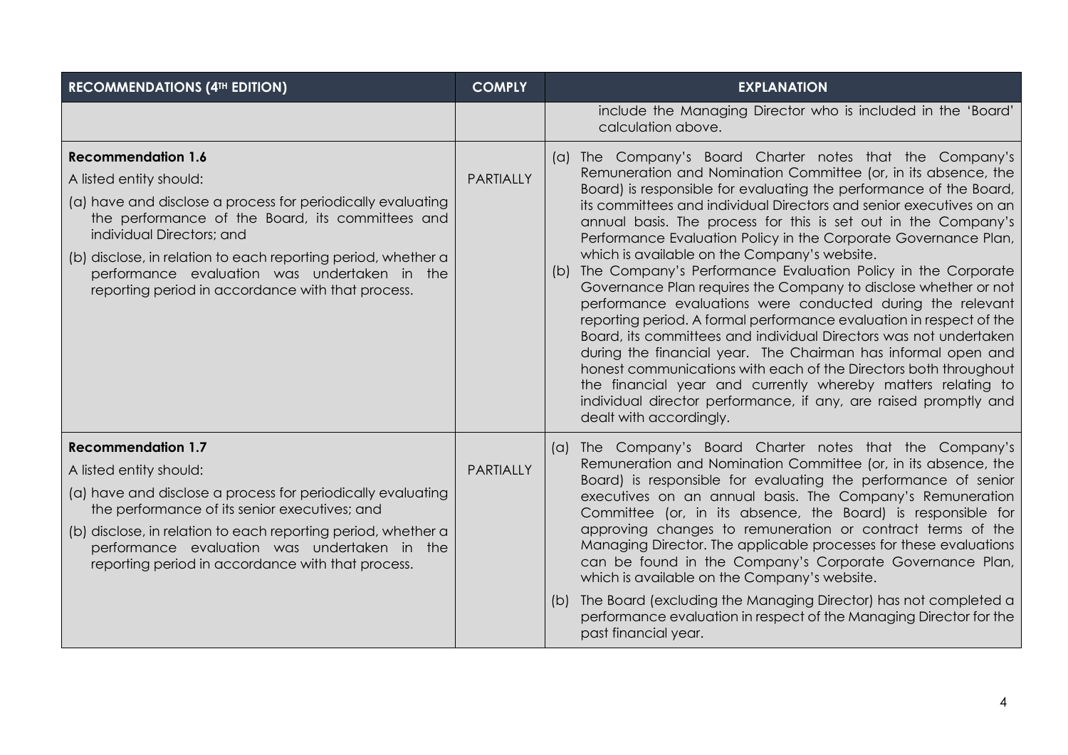| RECOMMENDATIONS (4TH EDITION) | COMPLY | EXPLANATION |
| --- | --- | --- |
| | | include the Managing Director who is included in the 'Board' calculation above. |
| **Recommendation 1.6**<br>A listed entity should:<br>(a) have and disclose a process for periodically evaluating the performance of the Board, its committees and individual Directors; and<br>(b) disclose, in relation to each reporting period, whether a performance evaluation was undertaken in the reporting period in accordance with that process. | PARTIALLY | (a) The Company's Board Charter notes that the Company's Remuneration and Nomination Committee (or, in its absence, the Board) is responsible for evaluating the performance of the Board, its committees and individual Directors and senior executives on an annual basis. The process for this is set out in the Company's Performance Evaluation Policy in the Corporate Governance Plan, which is available on the Company's website.<br>(b) The Company's Performance Evaluation Policy in the Corporate Governance Plan requires the Company to disclose whether or not performance evaluations were conducted during the relevant reporting period. A formal performance evaluation in respect of the Board, its committees and individual Directors was not undertaken during the financial year. The Chairman has informal open and honest communications with each of the Directors both throughout the financial year and currently whereby matters relating to individual director performance, if any, are raised promptly and dealt with accordingly. |
| **Recommendation 1.7**<br>A listed entity should:<br>(a) have and disclose a process for periodically evaluating the performance of its senior executives; and<br>(b) disclose, in relation to each reporting period, whether a performance evaluation was undertaken in the reporting period in accordance with that process. | PARTIALLY | (a) The Company's Board Charter notes that the Company's Remuneration and Nomination Committee (or, in its absence, the Board) is responsible for evaluating the performance of senior executives on an annual basis. The Company's Remuneration Committee (or, in its absence, the Board) is responsible for approving changes to remuneration or contract terms of the Managing Director. The applicable processes for these evaluations can be found in the Company's Corporate Governance Plan, which is available on the Company's website.<br>(b) The Board (excluding the Managing Director) has not completed a performance evaluation in respect of the Managing Director for the past financial year. |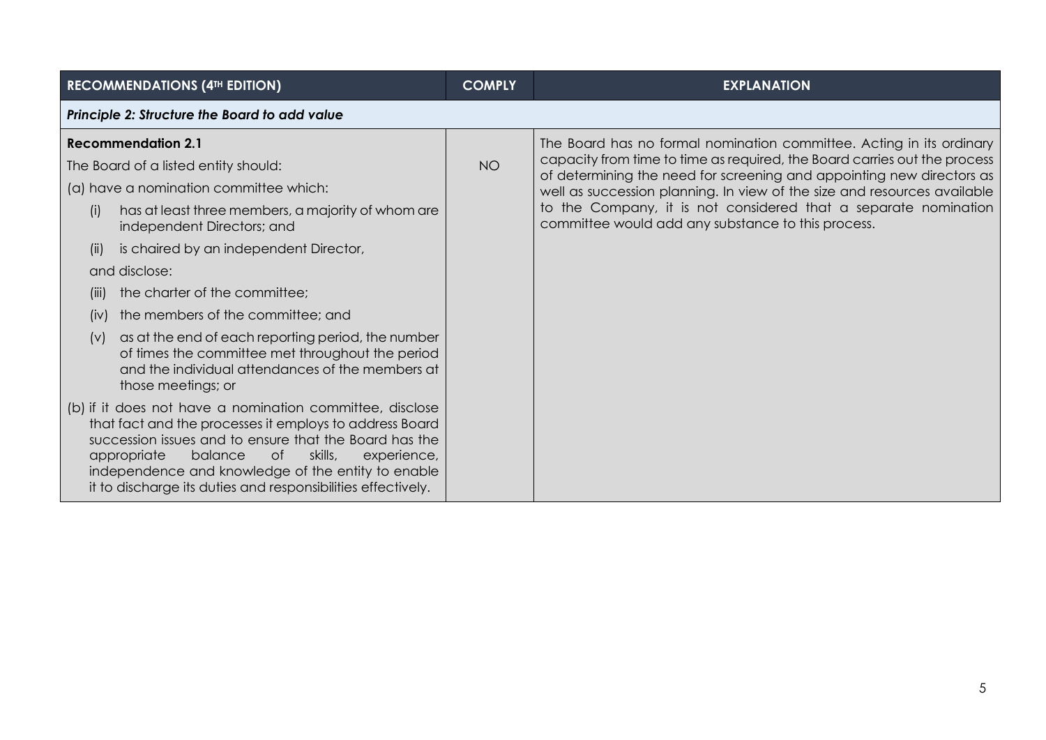| RECOMMENDATIONS (4TH EDITION) | COMPLY | EXPLANATION |
|---|---|---|
| ***Principle 2: Structure the Board to add value*** | | |
| **Recommendation 2.1**<br>The Board of a listed entity should:<br>(a) have a nomination committee which:<br>(i) has at least three members, a majority of whom are independent Directors; and<br>(ii) is chaired by an independent Director,<br>and disclose:<br>(iii) the charter of the committee;<br>(iv) the members of the committee; and<br>(v) as at the end of each reporting period, the number of times the committee met throughout the period and the individual attendances of the members at those meetings; or<br>(b) if it does not have a nomination committee, disclose that fact and the processes it employs to address Board succession issues and to ensure that the Board has the appropriate balance of skills, experience, independence and knowledge of the entity to enable it to discharge its duties and responsibilities effectively. | NO | The Board has no formal nomination committee. Acting in its ordinary capacity from time to time as required, the Board carries out the process of determining the need for screening and appointing new directors as well as succession planning. In view of the size and resources available to the Company, it is not considered that a separate nomination committee would add any substance to this process. |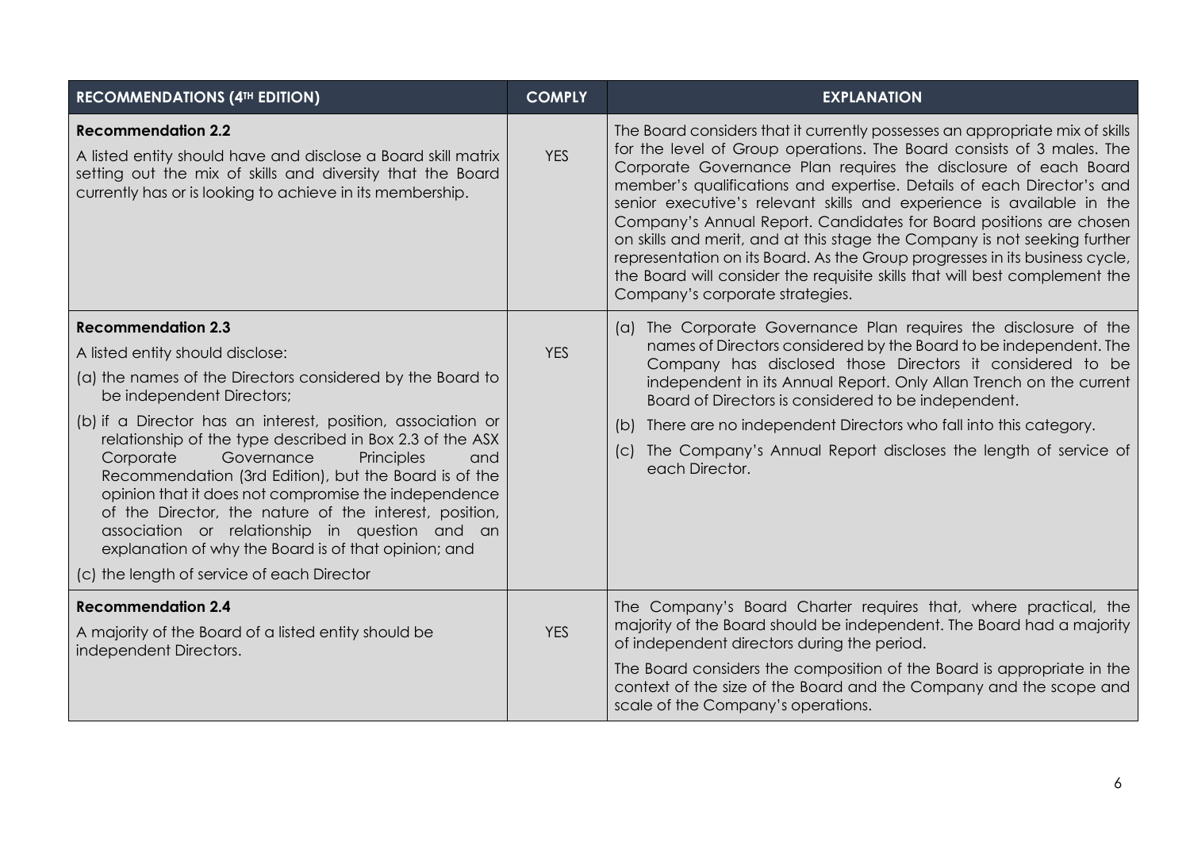| RECOMMENDATIONS (4TH EDITION) | COMPLY | EXPLANATION |
| --- | --- | --- |
| **Recommendation 2.2**<br>A listed entity should have and disclose a Board skill matrix setting out the mix of skills and diversity that the Board currently has or is looking to achieve in its membership. | YES | The Board considers that it currently possesses an appropriate mix of skills for the level of Group operations. The Board consists of 3 males. The Corporate Governance Plan requires the disclosure of each Board member's qualifications and expertise. Details of each Director's and senior executive's relevant skills and experience is available in the Company's Annual Report. Candidates for Board positions are chosen on skills and merit, and at this stage the Company is not seeking further representation on its Board. As the Group progresses in its business cycle, the Board will consider the requisite skills that will best complement the Company's corporate strategies. |
| **Recommendation 2.3**<br>A listed entity should disclose:<br>(a) the names of the Directors considered by the Board to be independent Directors;<br>(b) if a Director has an interest, position, association or relationship of the type described in Box 2.3 of the ASX Corporate Governance Principles and Recommendation (3rd Edition), but the Board is of the opinion that it does not compromise the independence of the Director, the nature of the interest, position, association or relationship in question and an explanation of why the Board is of that opinion; and<br>(c) the length of service of each Director | YES | (a) The Corporate Governance Plan requires the disclosure of the names of Directors considered by the Board to be independent. The Company has disclosed those Directors it considered to be independent in its Annual Report. Only Allan Trench on the current Board of Directors is considered to be independent.<br>(b) There are no independent Directors who fall into this category.<br>(c) The Company's Annual Report discloses the length of service of each Director. |
| **Recommendation 2.4**<br>A majority of the Board of a listed entity should be independent Directors. | YES | The Company's Board Charter requires that, where practical, the majority of the Board should be independent. The Board had a majority of independent directors during the period.<br>The Board considers the composition of the Board is appropriate in the context of the size of the Board and the Company and the scope and scale of the Company's operations. |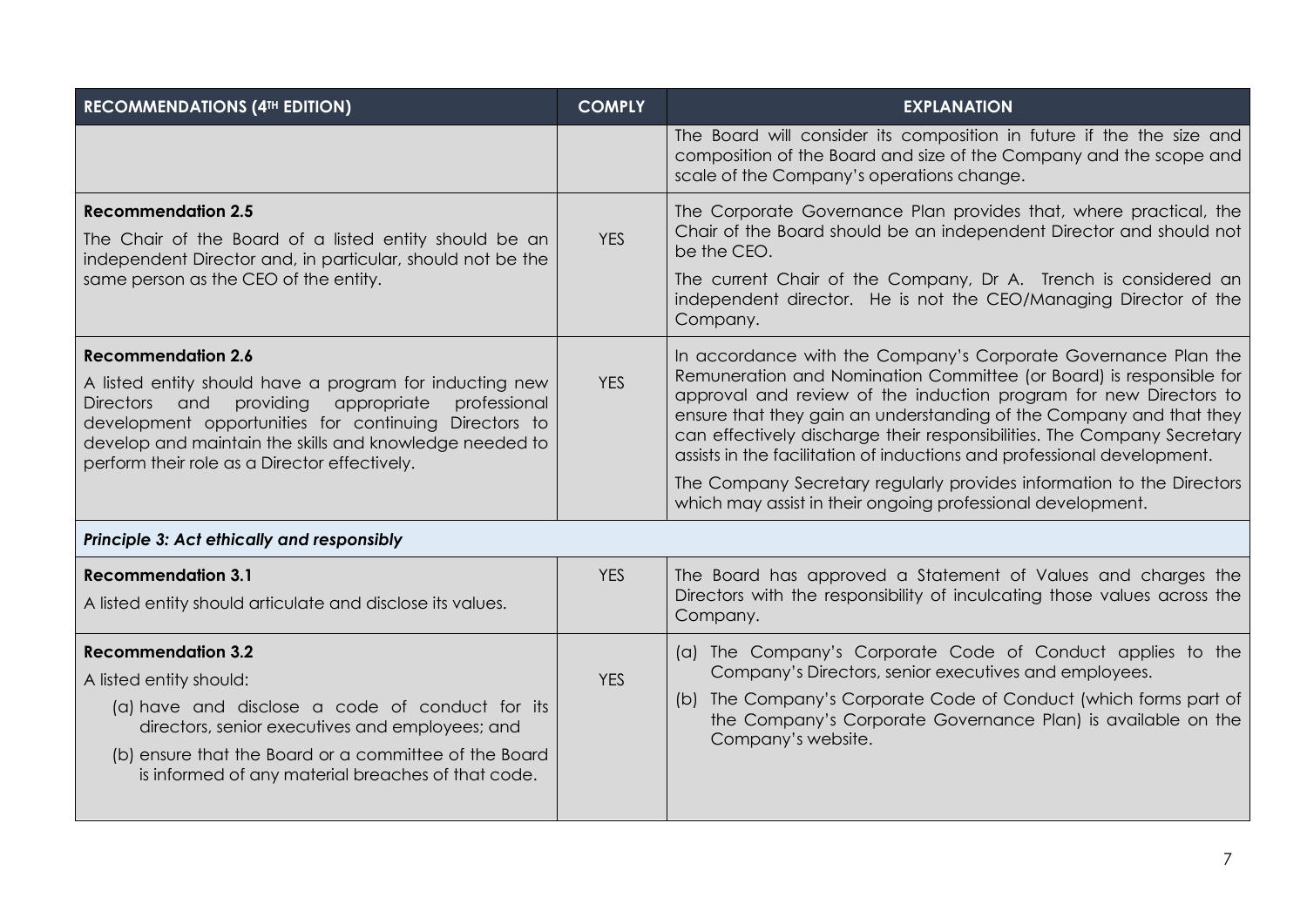| RECOMMENDATIONS (4TH EDITION) | COMPLY | EXPLANATION |
|---|---|---|
| | | The Board will consider its composition in future if the the size and composition of the Board and size of the Company and the scope and scale of the Company's operations change. |
| **Recommendation 2.5**<br>The Chair of the Board of a listed entity should be an independent Director and, in particular, should not be the same person as the CEO of the entity. | YES | The Corporate Governance Plan provides that, where practical, the Chair of the Board should be an independent Director and should not be the CEO.<br>The current Chair of the Company, Dr A. Trench is considered an independent director. He is not the CEO/Managing Director of the Company. |
| **Recommendation 2.6**<br>A listed entity should have a program for inducting new Directors and providing appropriate professional development opportunities for continuing Directors to develop and maintain the skills and knowledge needed to perform their role as a Director effectively. | YES | In accordance with the Company's Corporate Governance Plan the Remuneration and Nomination Committee (or Board) is responsible for approval and review of the induction program for new Directors to ensure that they gain an understanding of the Company and that they can effectively discharge their responsibilities. The Company Secretary assists in the facilitation of inductions and professional development.<br>The Company Secretary regularly provides information to the Directors which may assist in their ongoing professional development. |
| ***Principle 3: Act ethically and responsibly*** | | |
| **Recommendation 3.1**<br>A listed entity should articulate and disclose its values. | YES | The Board has approved a Statement of Values and charges the Directors with the responsibility of inculcating those values across the Company. |
| **Recommendation 3.2**<br>A listed entity should:<br>(a) have and disclose a code of conduct for its directors, senior executives and employees; and<br>(b) ensure that the Board or a committee of the Board is informed of any material breaches of that code. | YES | (a) The Company's Corporate Code of Conduct applies to the Company's Directors, senior executives and employees.<br>(b) The Company's Corporate Code of Conduct (which forms part of the Company's Corporate Governance Plan) is available on the Company's website. |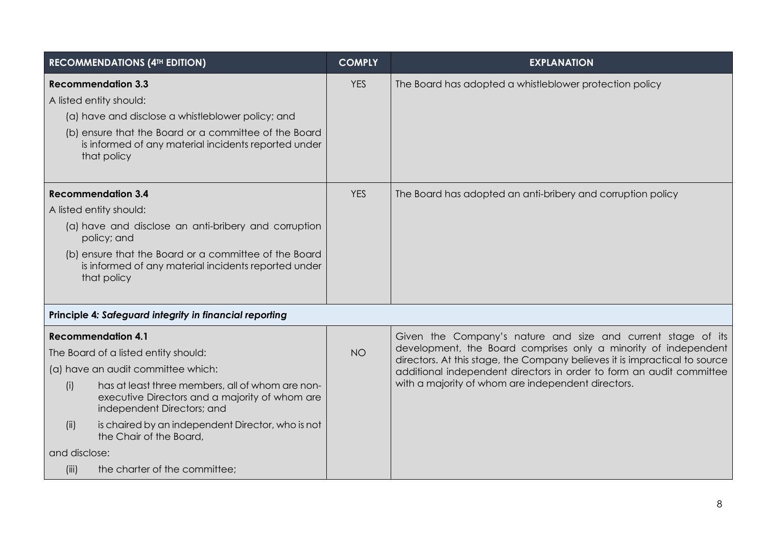| RECOMMENDATIONS (4TH EDITION) | COMPLY | EXPLANATION |
|---|---|---|
| **Recommendation 3.3**<br>A listed entity should:<br>(a) have and disclose a whistleblower policy; and<br>(b) ensure that the Board or a committee of the Board is informed of any material incidents reported under that policy | YES | The Board has adopted a whistleblower protection policy |
| **Recommendation 3.4**<br>A listed entity should:<br>(a) have and disclose an anti-bribery and corruption policy; and<br>(b) ensure that the Board or a committee of the Board is informed of any material incidents reported under that policy | YES | The Board has adopted an anti-bribery and corruption policy |
| **Principle 4: *Safeguard integrity in financial reporting*** | | |
| **Recommendation 4.1**<br>The Board of a listed entity should:<br>(a) have an audit committee which:<br>(i) has at least three members, all of whom are non-executive Directors and a majority of whom are independent Directors; and<br>(ii) is chaired by an independent Director, who is not the Chair of the Board,<br>and disclose:<br>(iii) the charter of the committee; | NO | Given the Company's nature and size and current stage of its development, the Board comprises only a minority of independent directors. At this stage, the Company believes it is impractical to source additional independent directors in order to form an audit committee with a majority of whom are independent directors. |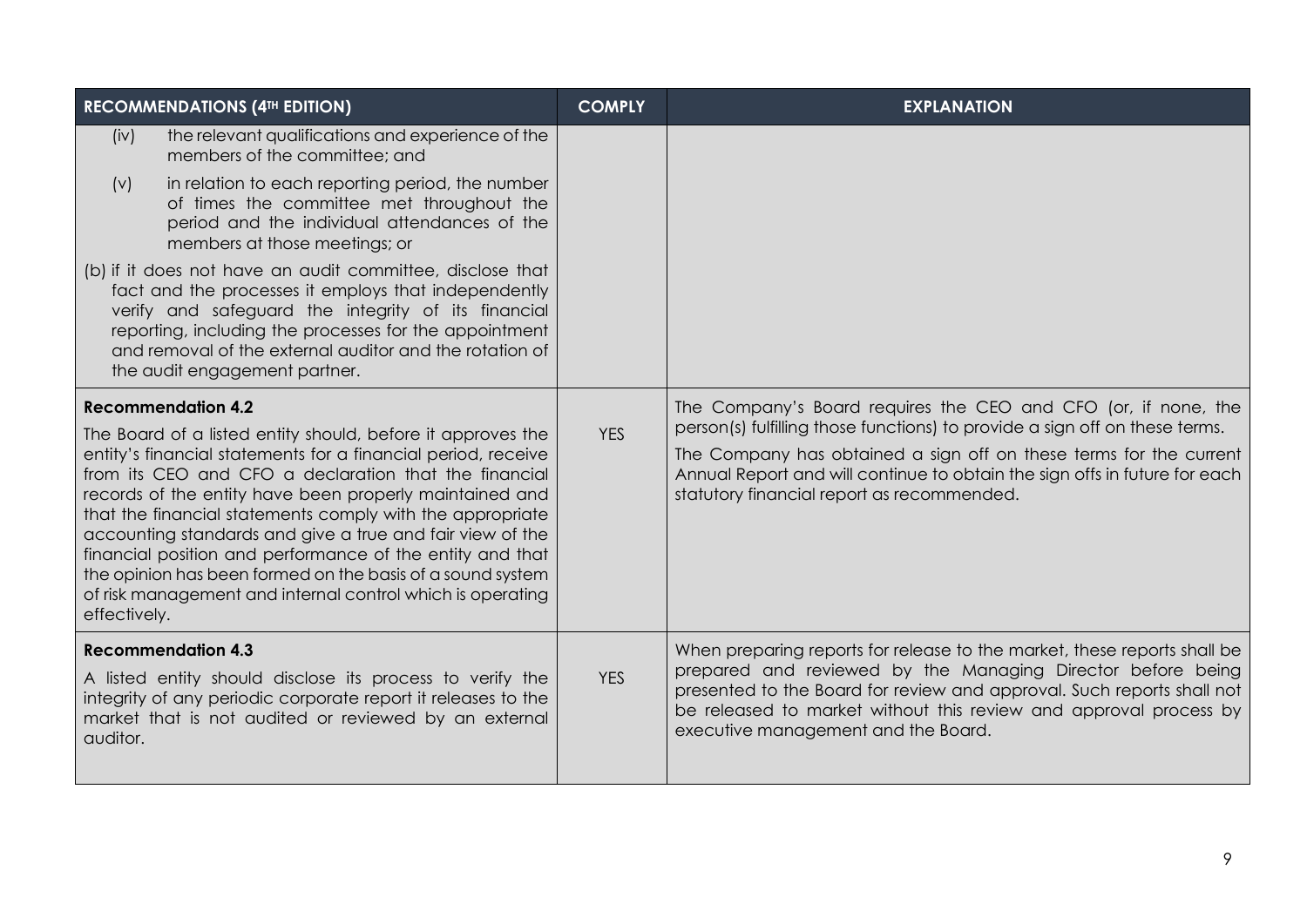| RECOMMENDATIONS (4TH EDITION) | COMPLY | EXPLANATION |
|---|---|---|
| (iv) the relevant qualifications and experience of the members of the committee; and<br><br>(v) in relation to each reporting period, the number of times the committee met throughout the period and the individual attendances of the members at those meetings; or<br><br>(b) if it does not have an audit committee, disclose that fact and the processes it employs that independently verify and safeguard the integrity of its financial reporting, including the processes for the appointment and removal of the external auditor and the rotation of the audit engagement partner. | | |
| **Recommendation 4.2**<br><br>The Board of a listed entity should, before it approves the entity's financial statements for a financial period, receive from its CEO and CFO a declaration that the financial records of the entity have been properly maintained and that the financial statements comply with the appropriate accounting standards and give a true and fair view of the financial position and performance of the entity and that the opinion has been formed on the basis of a sound system of risk management and internal control which is operating effectively. | YES | The Company's Board requires the CEO and CFO (or, if none, the person(s) fulfilling those functions) to provide a sign off on these terms.<br><br>The Company has obtained a sign off on these terms for the current Annual Report and will continue to obtain the sign offs in future for each statutory financial report as recommended. |
| **Recommendation 4.3**<br><br>A listed entity should disclose its process to verify the integrity of any periodic corporate report it releases to the market that is not audited or reviewed by an external auditor. | YES | When preparing reports for release to the market, these reports shall be prepared and reviewed by the Managing Director before being presented to the Board for review and approval. Such reports shall not be released to market without this review and approval process by executive management and the Board. |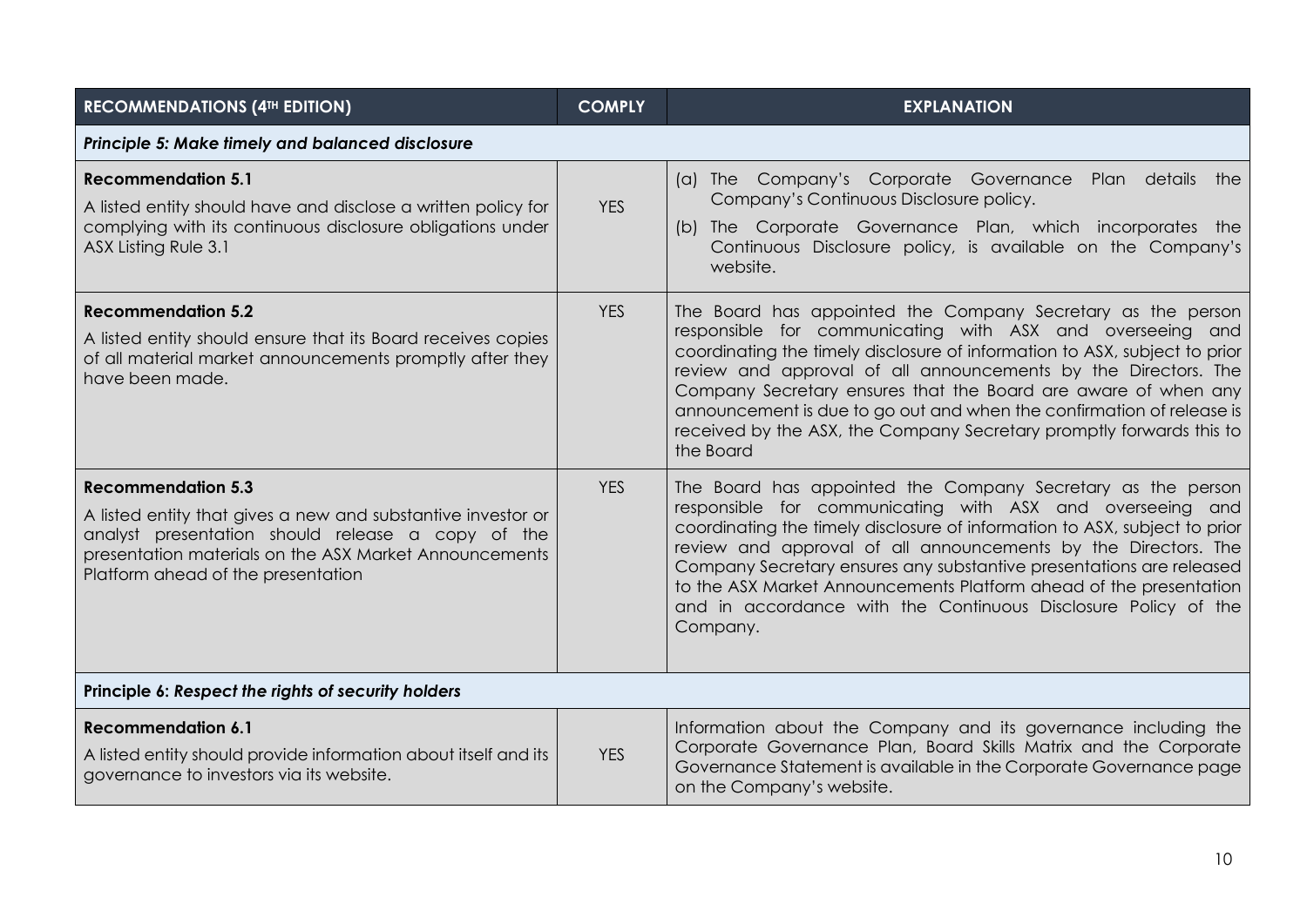| RECOMMENDATIONS (4TH EDITION) | COMPLY | EXPLANATION |
|---|---|---|
| ***Principle 5: Make timely and balanced disclosure*** | | |
| **Recommendation 5.1**<br>A listed entity should have and disclose a written policy for complying with its continuous disclosure obligations under ASX Listing Rule 3.1 | YES | (a) The Company's Corporate Governance Plan details the Company's Continuous Disclosure policy.<br>(b) The Corporate Governance Plan, which incorporates the Continuous Disclosure policy, is available on the Company's website. |
| **Recommendation 5.2**<br>A listed entity should ensure that its Board receives copies of all material market announcements promptly after they have been made. | YES | The Board has appointed the Company Secretary as the person responsible for communicating with ASX and overseeing and coordinating the timely disclosure of information to ASX, subject to prior review and approval of all announcements by the Directors. The Company Secretary ensures that the Board are aware of when any announcement is due to go out and when the confirmation of release is received by the ASX, the Company Secretary promptly forwards this to the Board |
| **Recommendation 5.3**<br>A listed entity that gives a new and substantive investor or analyst presentation should release a copy of the presentation materials on the ASX Market Announcements Platform ahead of the presentation | YES | The Board has appointed the Company Secretary as the person responsible for communicating with ASX and overseeing and coordinating the timely disclosure of information to ASX, subject to prior review and approval of all announcements by the Directors. The Company Secretary ensures any substantive presentations are released to the ASX Market Announcements Platform ahead of the presentation and in accordance with the Continuous Disclosure Policy of the Company. |
| **Principle 6:** ***Respect the rights of security holders*** | | |
| **Recommendation 6.1**<br>A listed entity should provide information about itself and its governance to investors via its website. | YES | Information about the Company and its governance including the Corporate Governance Plan, Board Skills Matrix and the Corporate Governance Statement is available in the Corporate Governance page on the Company's website. |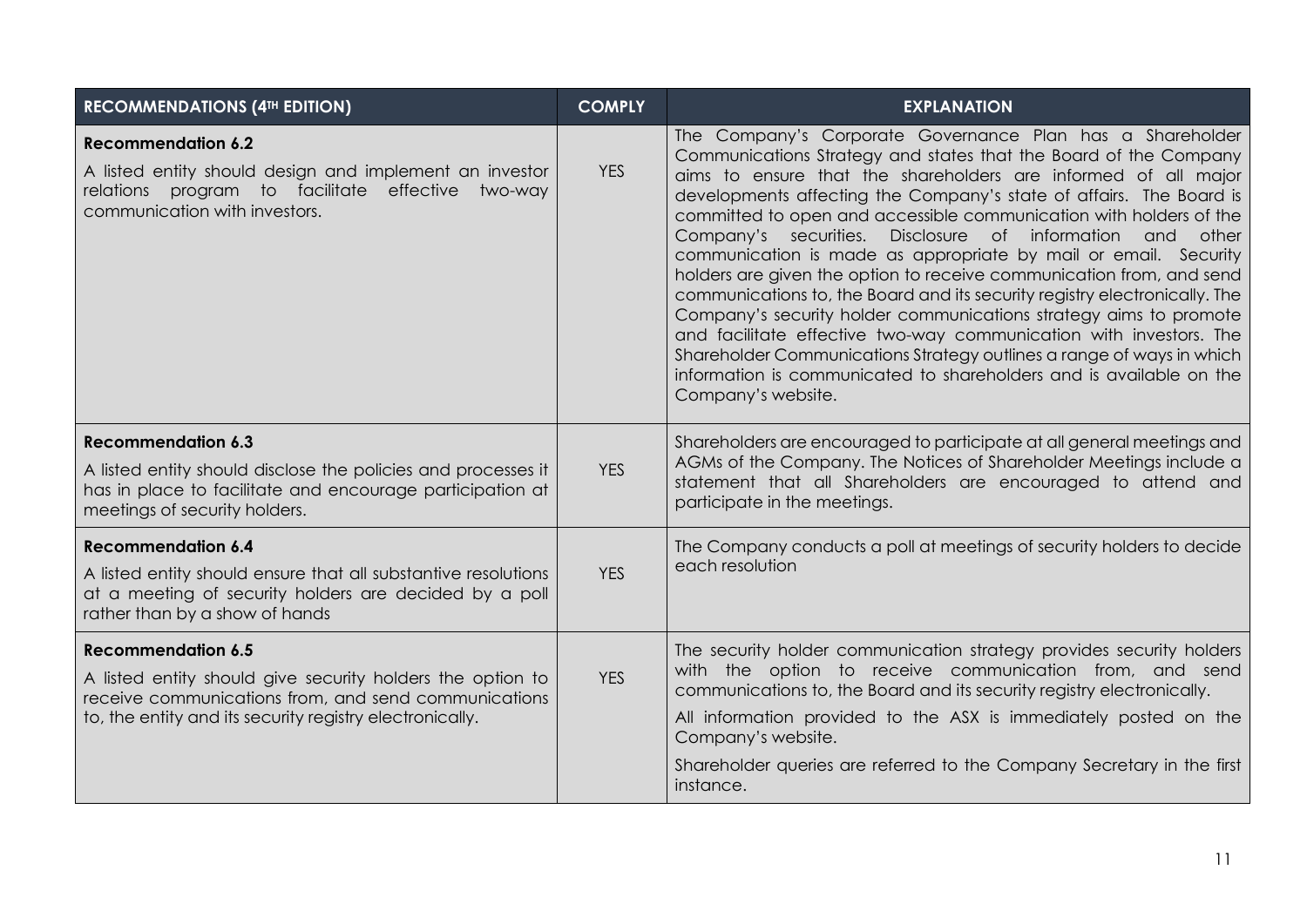| RECOMMENDATIONS (4TH EDITION) | COMPLY | EXPLANATION |
|---|---|---|
| **Recommendation 6.2**<br>A listed entity should design and implement an investor relations program to facilitate effective two-way communication with investors. | YES | The Company's Corporate Governance Plan has a Shareholder Communications Strategy and states that the Board of the Company aims to ensure that the shareholders are informed of all major developments affecting the Company's state of affairs. The Board is committed to open and accessible communication with holders of the Company's securities. Disclosure of information and other communication is made as appropriate by mail or email. Security holders are given the option to receive communication from, and send communications to, the Board and its security registry electronically. The Company's security holder communications strategy aims to promote and facilitate effective two-way communication with investors. The Shareholder Communications Strategy outlines a range of ways in which information is communicated to shareholders and is available on the Company's website. |
| **Recommendation 6.3**<br>A listed entity should disclose the policies and processes it has in place to facilitate and encourage participation at meetings of security holders. | YES | Shareholders are encouraged to participate at all general meetings and AGMs of the Company. The Notices of Shareholder Meetings include a statement that all Shareholders are encouraged to attend and participate in the meetings. |
| **Recommendation 6.4**<br>A listed entity should ensure that all substantive resolutions at a meeting of security holders are decided by a poll rather than by a show of hands | YES | The Company conducts a poll at meetings of security holders to decide each resolution |
| **Recommendation 6.5**<br>A listed entity should give security holders the option to receive communications from, and send communications to, the entity and its security registry electronically. | YES | The security holder communication strategy provides security holders with the option to receive communication from, and send communications to, the Board and its security registry electronically.<br>All information provided to the ASX is immediately posted on the Company's website.<br>Shareholder queries are referred to the Company Secretary in the first instance. |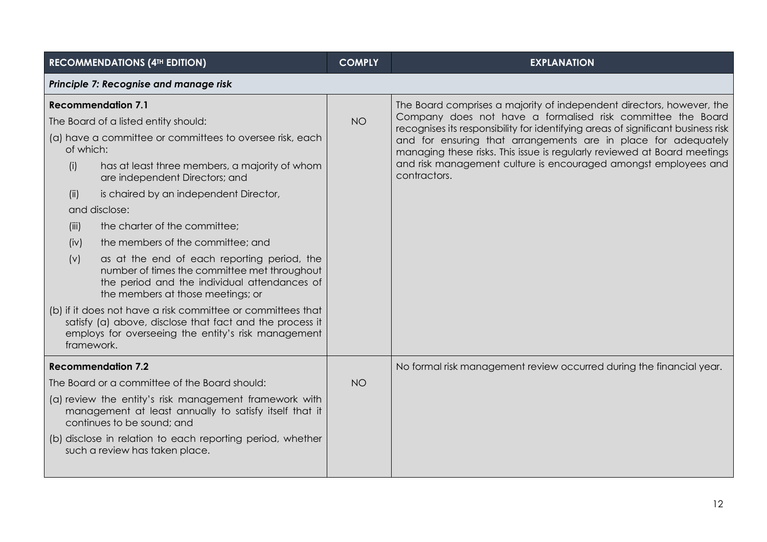| RECOMMENDATIONS (4TH EDITION) | COMPLY | EXPLANATION |
|---|---|---|
| ***Principle 7: Recognise and manage risk*** | | |
| **Recommendation 7.1**<br>The Board of a listed entity should:<br>(a) have a committee or committees to oversee risk, each of which:<br>(i) has at least three members, a majority of whom are independent Directors; and<br>(ii) is chaired by an independent Director,<br>and disclose:<br>(iii) the charter of the committee;<br>(iv) the members of the committee; and<br>(v) as at the end of each reporting period, the number of times the committee met throughout the period and the individual attendances of the members at those meetings; or<br>(b) if it does not have a risk committee or committees that satisfy (a) above, disclose that fact and the process it employs for overseeing the entity's risk management framework. | NO | The Board comprises a majority of independent directors, however, the Company does not have a formalised risk committee the Board recognises its responsibility for identifying areas of significant business risk and for ensuring that arrangements are in place for adequately managing these risks. This issue is regularly reviewed at Board meetings and risk management culture is encouraged amongst employees and contractors. |
| **Recommendation 7.2**<br>The Board or a committee of the Board should:<br>(a) review the entity's risk management framework with management at least annually to satisfy itself that it continues to be sound; and<br>(b) disclose in relation to each reporting period, whether such a review has taken place. | NO | No formal risk management review occurred during the financial year. |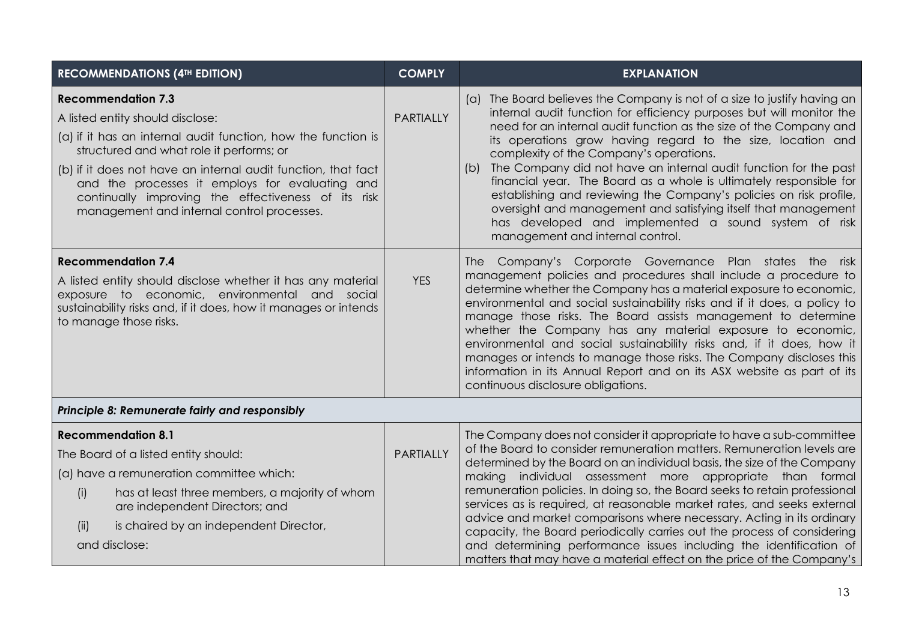| RECOMMENDATIONS (4TH EDITION) | COMPLY | EXPLANATION |
|---|---|---|
| **Recommendation 7.3**<br>A listed entity should disclose:<br>(a) if it has an internal audit function, how the function is structured and what role it performs; or<br>(b) if it does not have an internal audit function, that fact and the processes it employs for evaluating and continually improving the effectiveness of its risk management and internal control processes. | PARTIALLY | (a) The Board believes the Company is not of a size to justify having an internal audit function for efficiency purposes but will monitor the need for an internal audit function as the size of the Company and its operations grow having regard to the size, location and complexity of the Company's operations.<br>(b) The Company did not have an internal audit function for the past financial year. The Board as a whole is ultimately responsible for establishing and reviewing the Company's policies on risk profile, oversight and management and satisfying itself that management has developed and implemented a sound system of risk management and internal control. |
| **Recommendation 7.4**<br>A listed entity should disclose whether it has any material exposure to economic, environmental and social sustainability risks and, if it does, how it manages or intends to manage those risks. | YES | The Company's Corporate Governance Plan states the risk management policies and procedures shall include a procedure to determine whether the Company has a material exposure to economic, environmental and social sustainability risks and if it does, a policy to manage those risks. The Board assists management to determine whether the Company has any material exposure to economic, environmental and social sustainability risks and, if it does, how it manages or intends to manage those risks. The Company discloses this information in its Annual Report and on its ASX website as part of its continuous disclosure obligations. |
| ***Principle 8: Remunerate fairly and responsibly*** | | |
| **Recommendation 8.1**<br>The Board of a listed entity should:<br>(a) have a remuneration committee which:<br>(i) has at least three members, a majority of whom are independent Directors; and<br>(ii) is chaired by an independent Director,<br>and disclose: | PARTIALLY | The Company does not consider it appropriate to have a sub-committee of the Board to consider remuneration matters. Remuneration levels are determined by the Board on an individual basis, the size of the Company making individual assessment more appropriate than formal remuneration policies. In doing so, the Board seeks to retain professional services as is required, at reasonable market rates, and seeks external advice and market comparisons where necessary. Acting in its ordinary capacity, the Board periodically carries out the process of considering and determining performance issues including the identification of matters that may have a material effect on the price of the Company's |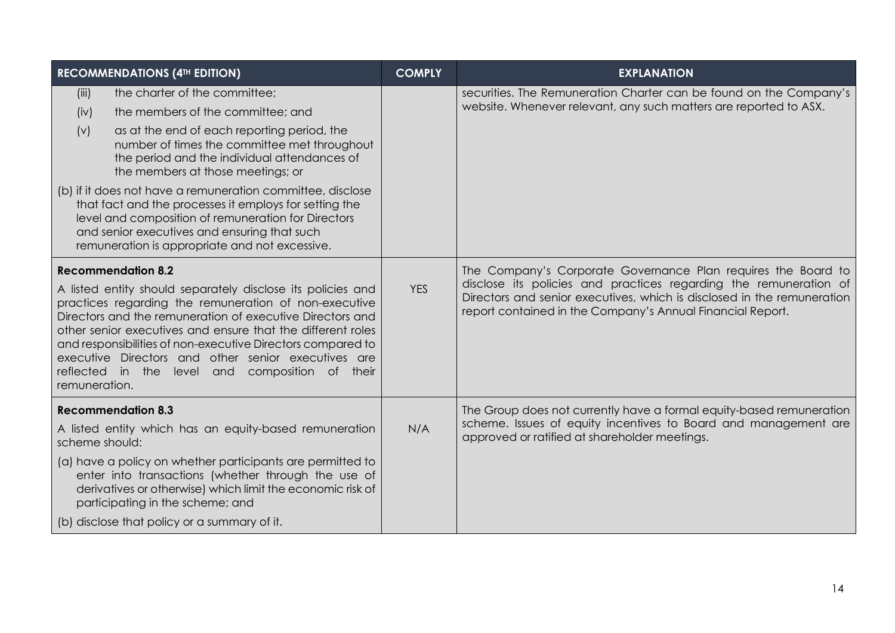| RECOMMENDATIONS (4TH EDITION) | COMPLY | EXPLANATION |
|---|---|---|
| (iii) the charter of the committee;<br>(iv) the members of the committee; and<br>(v) as at the end of each reporting period, the number of times the committee met throughout the period and the individual attendances of the members at those meetings; or<br>(b) if it does not have a remuneration committee, disclose that fact and the processes it employs for setting the level and composition of remuneration for Directors and senior executives and ensuring that such remuneration is appropriate and not excessive. | | securities. The Remuneration Charter can be found on the Company's website. Whenever relevant, any such matters are reported to ASX. |
| **Recommendation 8.2**<br>A listed entity should separately disclose its policies and practices regarding the remuneration of non-executive Directors and the remuneration of executive Directors and other senior executives and ensure that the different roles and responsibilities of non-executive Directors compared to executive Directors and other senior executives are reflected in the level and composition of their remuneration. | YES | The Company's Corporate Governance Plan requires the Board to disclose its policies and practices regarding the remuneration of Directors and senior executives, which is disclosed in the remuneration report contained in the Company's Annual Financial Report. |
| **Recommendation 8.3**<br>A listed entity which has an equity-based remuneration scheme should:<br>(a) have a policy on whether participants are permitted to enter into transactions (whether through the use of derivatives or otherwise) which limit the economic risk of participating in the scheme; and<br>(b) disclose that policy or a summary of it. | N/A | The Group does not currently have a formal equity-based remuneration scheme. Issues of equity incentives to Board and management are approved or ratified at shareholder meetings. |